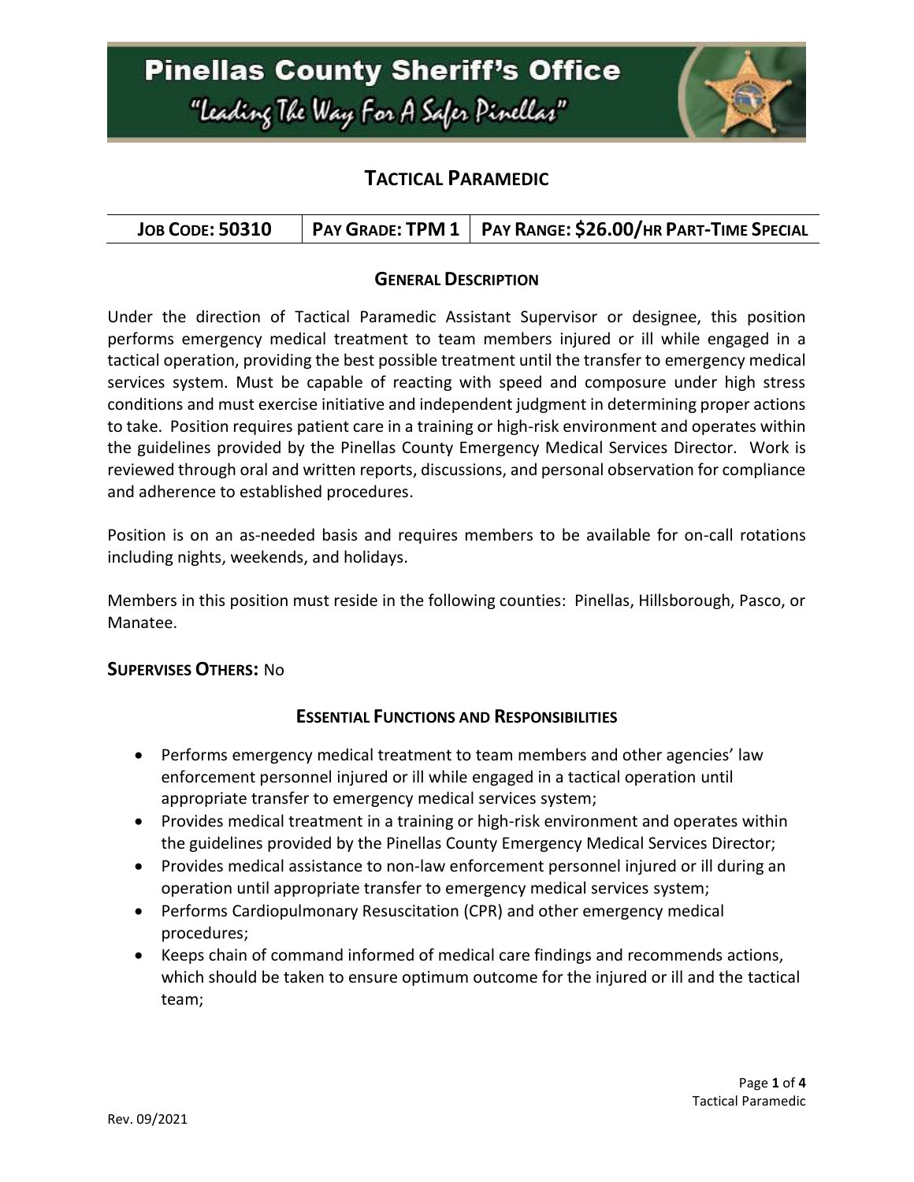# Pinellas County Sheriff's Office

"Leading The Way For A Safer Pinellas"

## TACTICAL PARAMEDIC

| JOB CODE: 50310 | PAY GRADE: TPM 1 | PAY RANGE: $26.00/HR PART-TIME SPECIAL |
|---|---|---|

### GENERAL DESCRIPTION

Under the direction of Tactical Paramedic Assistant Supervisor or designee, this position performs emergency medical treatment to team members injured or ill while engaged in a tactical operation, providing the best possible treatment until the transfer to emergency medical services system. Must be capable of reacting with speed and composure under high stress conditions and must exercise initiative and independent judgment in determining proper actions to take. Position requires patient care in a training or high-risk environment and operates within the guidelines provided by the Pinellas County Emergency Medical Services Director. Work is reviewed through oral and written reports, discussions, and personal observation for compliance and adherence to established procedures.

Position is on an as-needed basis and requires members to be available for on-call rotations including nights, weekends, and holidays.

Members in this position must reside in the following counties: Pinellas, Hillsborough, Pasco, or Manatee.

**SUPERVISES OTHERS:** No

### ESSENTIAL FUNCTIONS AND RESPONSIBILITIES

- Performs emergency medical treatment to team members and other agencies' law enforcement personnel injured or ill while engaged in a tactical operation until appropriate transfer to emergency medical services system;
- Provides medical treatment in a training or high-risk environment and operates within the guidelines provided by the Pinellas County Emergency Medical Services Director;
- Provides medical assistance to non-law enforcement personnel injured or ill during an operation until appropriate transfer to emergency medical services system;
- Performs Cardiopulmonary Resuscitation (CPR) and other emergency medical procedures;
- Keeps chain of command informed of medical care findings and recommends actions, which should be taken to ensure optimum outcome for the injured or ill and the tactical team;

Rev. 09/2021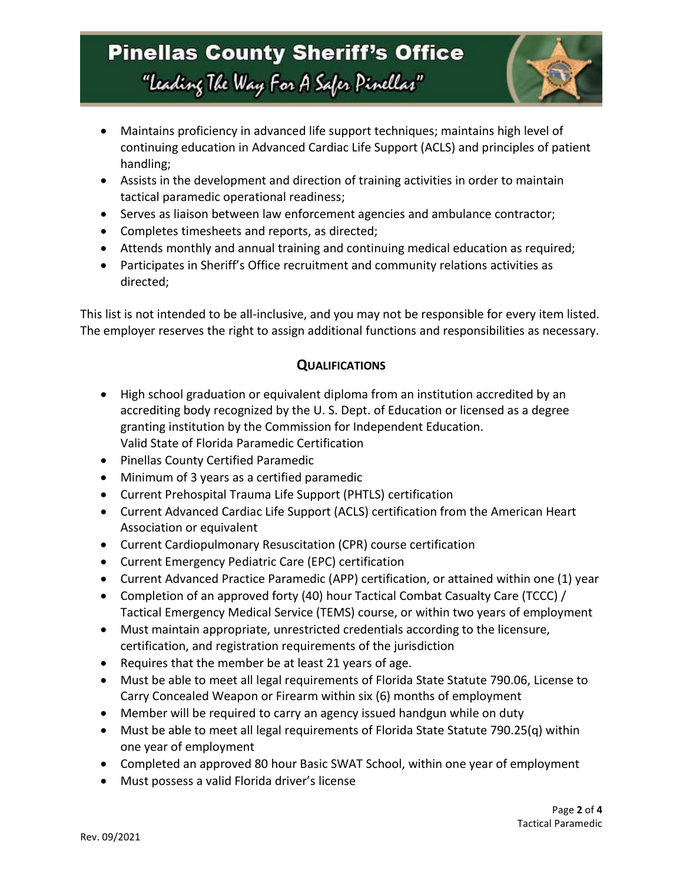- Maintains proficiency in advanced life support techniques; maintains high level of continuing education in Advanced Cardiac Life Support (ACLS) and principles of patient handling;
- Assists in the development and direction of training activities in order to maintain tactical paramedic operational readiness;
- Serves as liaison between law enforcement agencies and ambulance contractor;
- Completes timesheets and reports, as directed;
- Attends monthly and annual training and continuing medical education as required;
- Participates in Sheriff's Office recruitment and community relations activities as directed;

This list is not intended to be all-inclusive, and you may not be responsible for every item listed. The employer reserves the right to assign additional functions and responsibilities as necessary.

## QUALIFICATIONS

- High school graduation or equivalent diploma from an institution accredited by an accrediting body recognized by the U. S. Dept. of Education or licensed as a degree granting institution by the Commission for Independent Education.
  Valid State of Florida Paramedic Certification
- Pinellas County Certified Paramedic
- Minimum of 3 years as a certified paramedic
- Current Prehospital Trauma Life Support (PHTLS) certification
- Current Advanced Cardiac Life Support (ACLS) certification from the American Heart Association or equivalent
- Current Cardiopulmonary Resuscitation (CPR) course certification
- Current Emergency Pediatric Care (EPC) certification
- Current Advanced Practice Paramedic (APP) certification, or attained within one (1) year
- Completion of an approved forty (40) hour Tactical Combat Casualty Care (TCCC) / Tactical Emergency Medical Service (TEMS) course, or within two years of employment
- Must maintain appropriate, unrestricted credentials according to the licensure, certification, and registration requirements of the jurisdiction
- Requires that the member be at least 21 years of age.
- Must be able to meet all legal requirements of Florida State Statute 790.06, License to Carry Concealed Weapon or Firearm within six (6) months of employment
- Member will be required to carry an agency issued handgun while on duty
- Must be able to meet all legal requirements of Florida State Statute 790.25(q) within one year of employment
- Completed an approved 80 hour Basic SWAT School, within one year of employment
- Must possess a valid Florida driver's license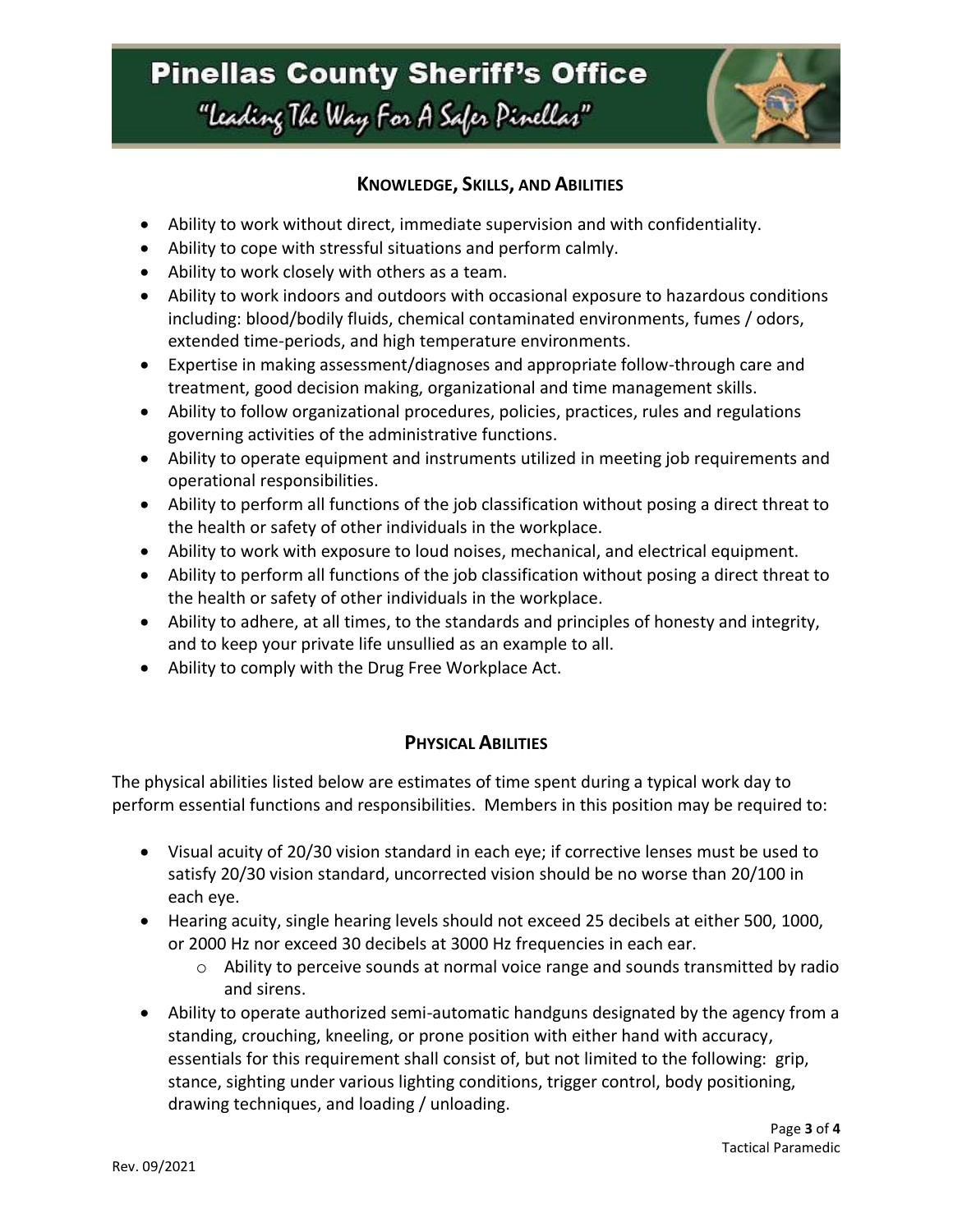## Knowledge, Skills, and Abilities

- Ability to work without direct, immediate supervision and with confidentiality.
- Ability to cope with stressful situations and perform calmly.
- Ability to work closely with others as a team.
- Ability to work indoors and outdoors with occasional exposure to hazardous conditions including: blood/bodily fluids, chemical contaminated environments, fumes / odors, extended time-periods, and high temperature environments.
- Expertise in making assessment/diagnoses and appropriate follow-through care and treatment, good decision making, organizational and time management skills.
- Ability to follow organizational procedures, policies, practices, rules and regulations governing activities of the administrative functions.
- Ability to operate equipment and instruments utilized in meeting job requirements and operational responsibilities.
- Ability to perform all functions of the job classification without posing a direct threat to the health or safety of other individuals in the workplace.
- Ability to work with exposure to loud noises, mechanical, and electrical equipment.
- Ability to perform all functions of the job classification without posing a direct threat to the health or safety of other individuals in the workplace.
- Ability to adhere, at all times, to the standards and principles of honesty and integrity, and to keep your private life unsullied as an example to all.
- Ability to comply with the Drug Free Workplace Act.

## Physical Abilities

The physical abilities listed below are estimates of time spent during a typical work day to perform essential functions and responsibilities. Members in this position may be required to:

- Visual acuity of 20/30 vision standard in each eye; if corrective lenses must be used to satisfy 20/30 vision standard, uncorrected vision should be no worse than 20/100 in each eye.
- Hearing acuity, single hearing levels should not exceed 25 decibels at either 500, 1000, or 2000 Hz nor exceed 30 decibels at 3000 Hz frequencies in each ear.
  - Ability to perceive sounds at normal voice range and sounds transmitted by radio and sirens.
- Ability to operate authorized semi-automatic handguns designated by the agency from a standing, crouching, kneeling, or prone position with either hand with accuracy, essentials for this requirement shall consist of, but not limited to the following: grip, stance, sighting under various lighting conditions, trigger control, body positioning, drawing techniques, and loading / unloading.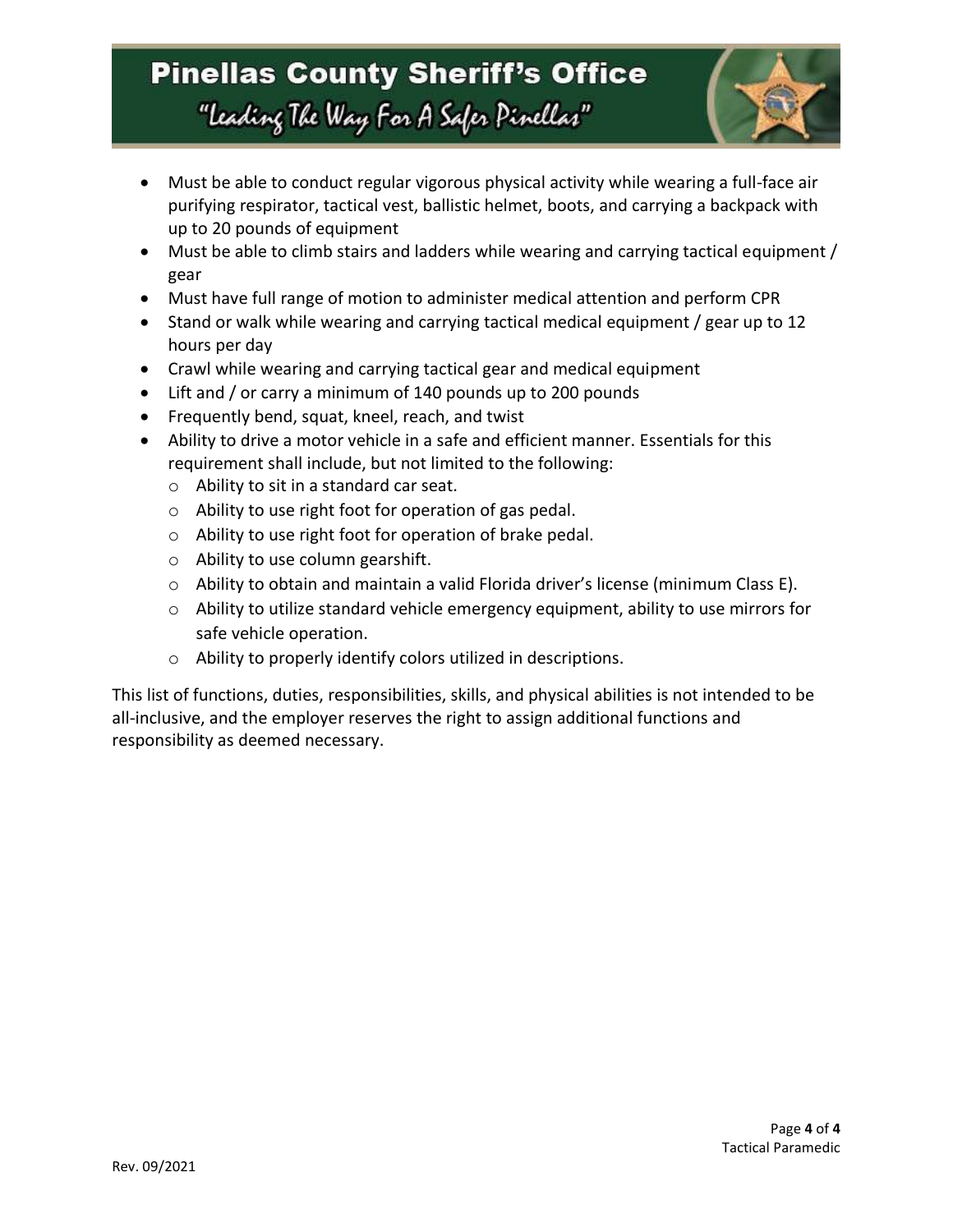- Must be able to conduct regular vigorous physical activity while wearing a full-face air purifying respirator, tactical vest, ballistic helmet, boots, and carrying a backpack with up to 20 pounds of equipment
- Must be able to climb stairs and ladders while wearing and carrying tactical equipment / gear
- Must have full range of motion to administer medical attention and perform CPR
- Stand or walk while wearing and carrying tactical medical equipment / gear up to 12 hours per day
- Crawl while wearing and carrying tactical gear and medical equipment
- Lift and / or carry a minimum of 140 pounds up to 200 pounds
- Frequently bend, squat, kneel, reach, and twist
- Ability to drive a motor vehicle in a safe and efficient manner. Essentials for this requirement shall include, but not limited to the following:
  - Ability to sit in a standard car seat.
  - Ability to use right foot for operation of gas pedal.
  - Ability to use right foot for operation of brake pedal.
  - Ability to use column gearshift.
  - Ability to obtain and maintain a valid Florida driver's license (minimum Class E).
  - Ability to utilize standard vehicle emergency equipment, ability to use mirrors for safe vehicle operation.
  - Ability to properly identify colors utilized in descriptions.

This list of functions, duties, responsibilities, skills, and physical abilities is not intended to be all-inclusive, and the employer reserves the right to assign additional functions and responsibility as deemed necessary.